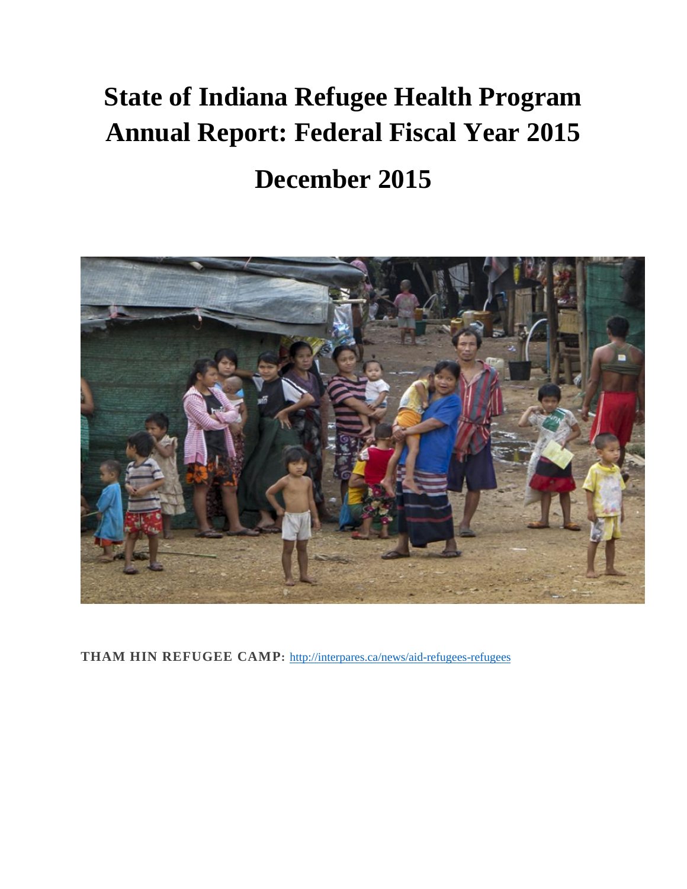# State of Indiana Refugee Health Program Annual Report: Federal Fiscal Year 2015

## December 2015

**THAM HIN REFUGEE CAMP:** http://interpares.ca/news/aid-refugees-refugees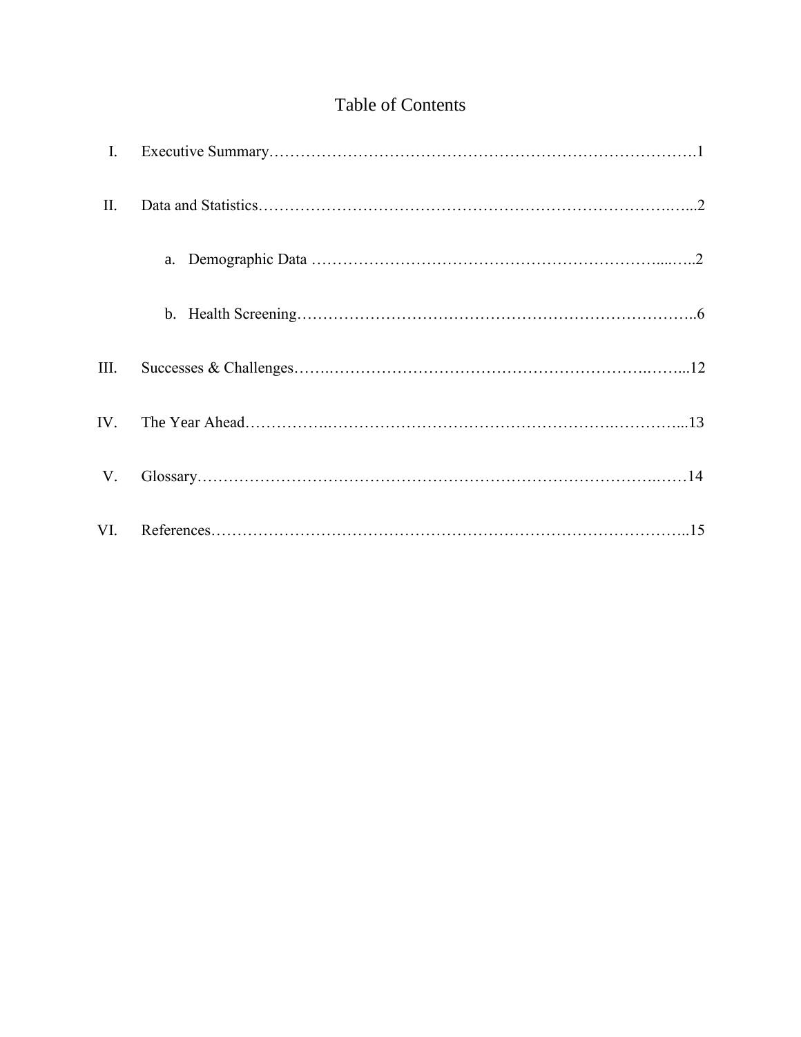# Table of Contents

I. Executive Summary……………………………………………………………………….1

II. Data and Statistics……………………………………………………………………...2

   a. Demographic Data ………………………………………………………….....…..2

   b. Health Screening…………………………………………………………………..6

III. Successes & Challenges……..………………………………………………….……...12

IV. The Year Ahead…………….……………………………………………….………….....13

V. Glossary………………………………………………………………………….……14

VI. References………………………………………………………………………………..15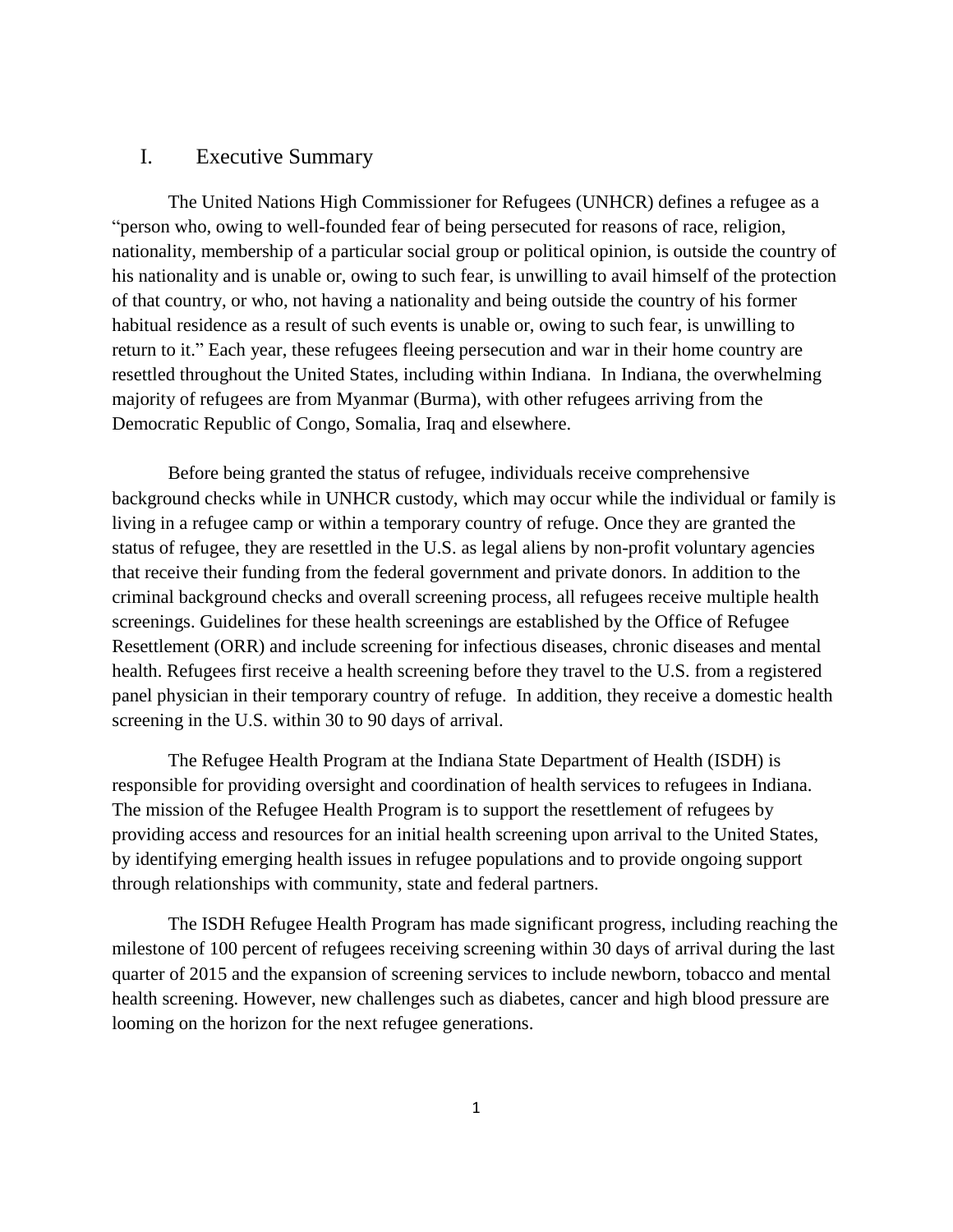# I. Executive Summary

The United Nations High Commissioner for Refugees (UNHCR) defines a refugee as a "person who, owing to well-founded fear of being persecuted for reasons of race, religion, nationality, membership of a particular social group or political opinion, is outside the country of his nationality and is unable or, owing to such fear, is unwilling to avail himself of the protection of that country, or who, not having a nationality and being outside the country of his former habitual residence as a result of such events is unable or, owing to such fear, is unwilling to return to it." Each year, these refugees fleeing persecution and war in their home country are resettled throughout the United States, including within Indiana. In Indiana, the overwhelming majority of refugees are from Myanmar (Burma), with other refugees arriving from the Democratic Republic of Congo, Somalia, Iraq and elsewhere.

Before being granted the status of refugee, individuals receive comprehensive background checks while in UNHCR custody, which may occur while the individual or family is living in a refugee camp or within a temporary country of refuge. Once they are granted the status of refugee, they are resettled in the U.S. as legal aliens by non-profit voluntary agencies that receive their funding from the federal government and private donors. In addition to the criminal background checks and overall screening process, all refugees receive multiple health screenings. Guidelines for these health screenings are established by the Office of Refugee Resettlement (ORR) and include screening for infectious diseases, chronic diseases and mental health. Refugees first receive a health screening before they travel to the U.S. from a registered panel physician in their temporary country of refuge. In addition, they receive a domestic health screening in the U.S. within 30 to 90 days of arrival.

The Refugee Health Program at the Indiana State Department of Health (ISDH) is responsible for providing oversight and coordination of health services to refugees in Indiana. The mission of the Refugee Health Program is to support the resettlement of refugees by providing access and resources for an initial health screening upon arrival to the United States, by identifying emerging health issues in refugee populations and to provide ongoing support through relationships with community, state and federal partners.

The ISDH Refugee Health Program has made significant progress, including reaching the milestone of 100 percent of refugees receiving screening within 30 days of arrival during the last quarter of 2015 and the expansion of screening services to include newborn, tobacco and mental health screening. However, new challenges such as diabetes, cancer and high blood pressure are looming on the horizon for the next refugee generations.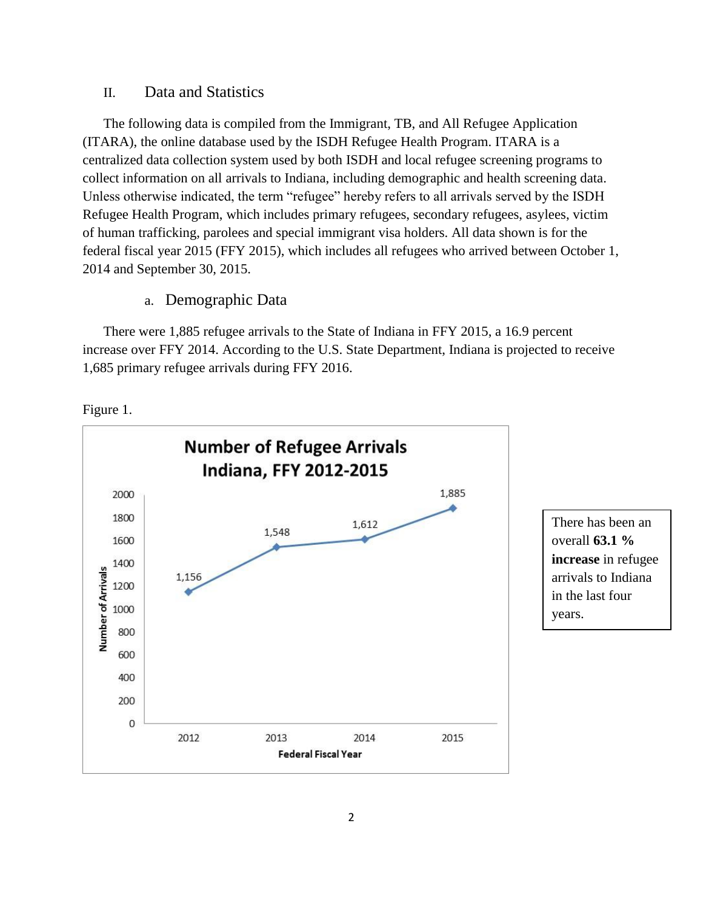## II. Data and Statistics

The following data is compiled from the Immigrant, TB, and All Refugee Application (ITARA), the online database used by the ISDH Refugee Health Program. ITARA is a centralized data collection system used by both ISDH and local refugee screening programs to collect information on all arrivals to Indiana, including demographic and health screening data. Unless otherwise indicated, the term "refugee" hereby refers to all arrivals served by the ISDH Refugee Health Program, which includes primary refugees, secondary refugees, asylees, victim of human trafficking, parolees and special immigrant visa holders. All data shown is for the federal fiscal year 2015 (FFY 2015), which includes all refugees who arrived between October 1, 2014 and September 30, 2015.

### a. Demographic Data

There were 1,885 refugee arrivals to the State of Indiana in FFY 2015, a 16.9 percent increase over FFY 2014. According to the U.S. State Department, Indiana is projected to receive 1,685 primary refugee arrivals during FFY 2016.

Figure 1.

**Number of Refugee Arrivals Indiana, FFY 2012-2015**

| Federal Fiscal Year | Number of Arrivals |
|---|---|
| 2012 | 1,156 |
| 2013 | 1,548 |
| 2014 | 1,612 |
| 2015 | 1,885 |

There has been an overall **63.1 % increase** in refugee arrivals to Indiana in the last four years.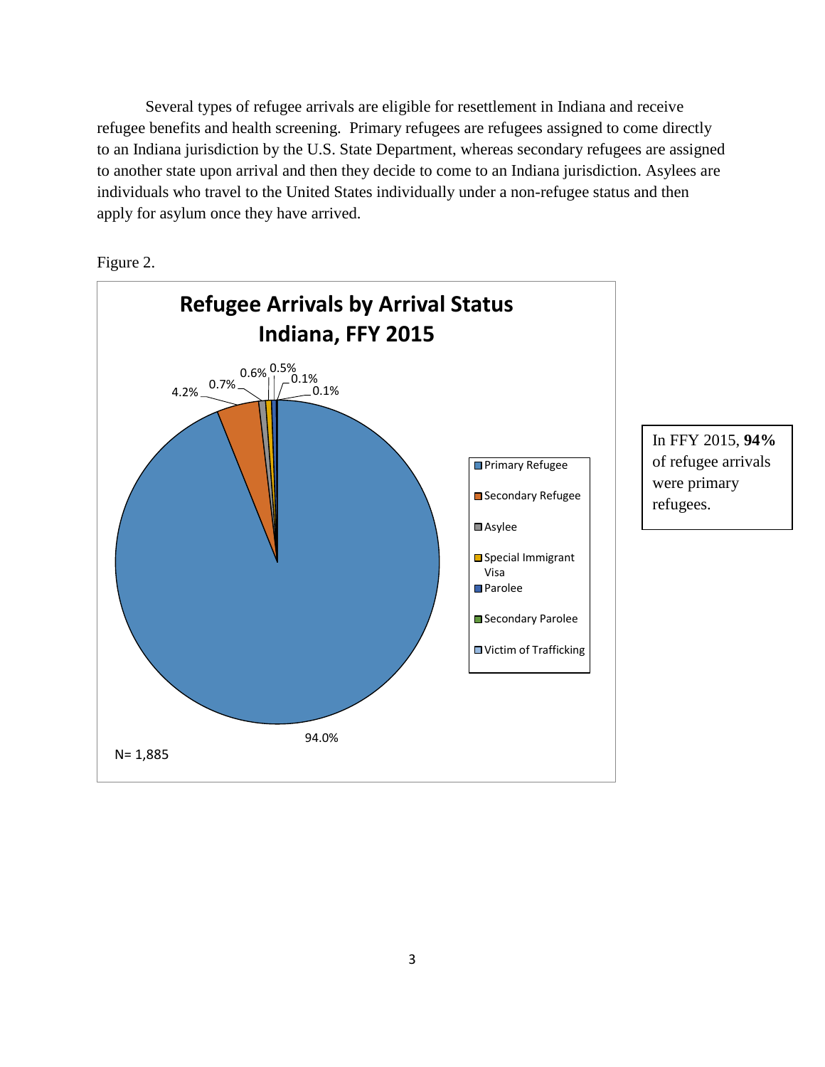Several types of refugee arrivals are eligible for resettlement in Indiana and receive refugee benefits and health screening. Primary refugees are refugees assigned to come directly to an Indiana jurisdiction by the U.S. State Department, whereas secondary refugees are assigned to another state upon arrival and then they decide to come to an Indiana jurisdiction. Asylees are individuals who travel to the United States individually under a non-refugee status and then apply for asylum once they have arrived.

Figure 2.

**Refugee Arrivals by Arrival Status Indiana, FFY 2015**

| Arrival Status | Percent |
| --- | --- |
| Primary Refugee | 94.0% |
| Secondary Refugee | 4.2% |
| Asylee | 0.7% |
| Special Immigrant Visa | 0.6% |
| Parolee | 0.5% |
| Secondary Parolee | 0.1% |
| Victim of Trafficking | 0.1% |

N= 1,885

In FFY 2015, **94%** of refugee arrivals were primary refugees.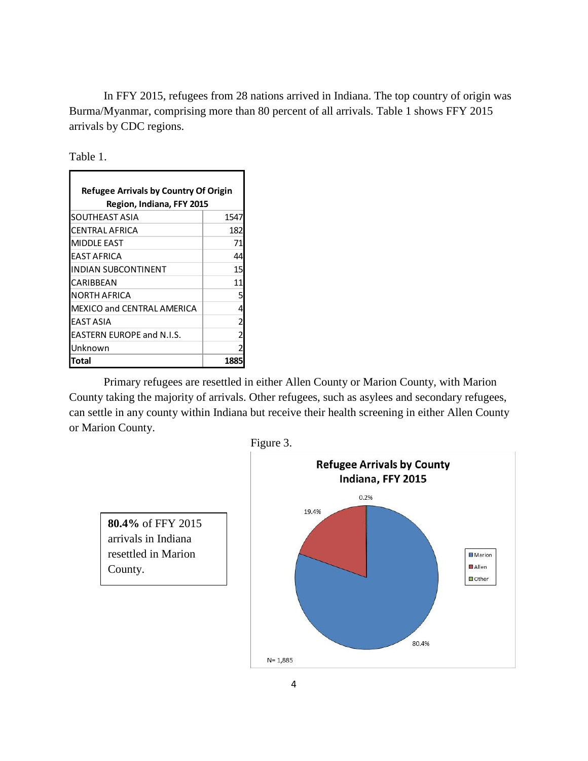In FFY 2015, refugees from 28 nations arrived in Indiana. The top country of origin was Burma/Myanmar, comprising more than 80 percent of all arrivals. Table 1 shows FFY 2015 arrivals by CDC regions.

Table 1.

| Refugee Arrivals by Country Of Origin Region, Indiana, FFY 2015 | |
|---|---|
| SOUTHEAST ASIA | 1547 |
| CENTRAL AFRICA | 182 |
| MIDDLE EAST | 71 |
| EAST AFRICA | 44 |
| INDIAN SUBCONTINENT | 15 |
| CARIBBEAN | 11 |
| NORTH AFRICA | 5 |
| MEXICO and CENTRAL AMERICA | 4 |
| EAST ASIA | 2 |
| EASTERN EUROPE and N.I.S. | 2 |
| Unknown | 2 |
| **Total** | **1885** |

Primary refugees are resettled in either Allen County or Marion County, with Marion County taking the majority of arrivals. Other refugees, such as asylees and secondary refugees, can settle in any county within Indiana but receive their health screening in either Allen County or Marion County.

**80.4%** of FFY 2015 arrivals in Indiana resettled in Marion County.

Figure 3.

**Refugee Arrivals by County Indiana, FFY 2015**

Marion: 80.4%; Allen: 19.4%; Other: 0.2%

N= 1,885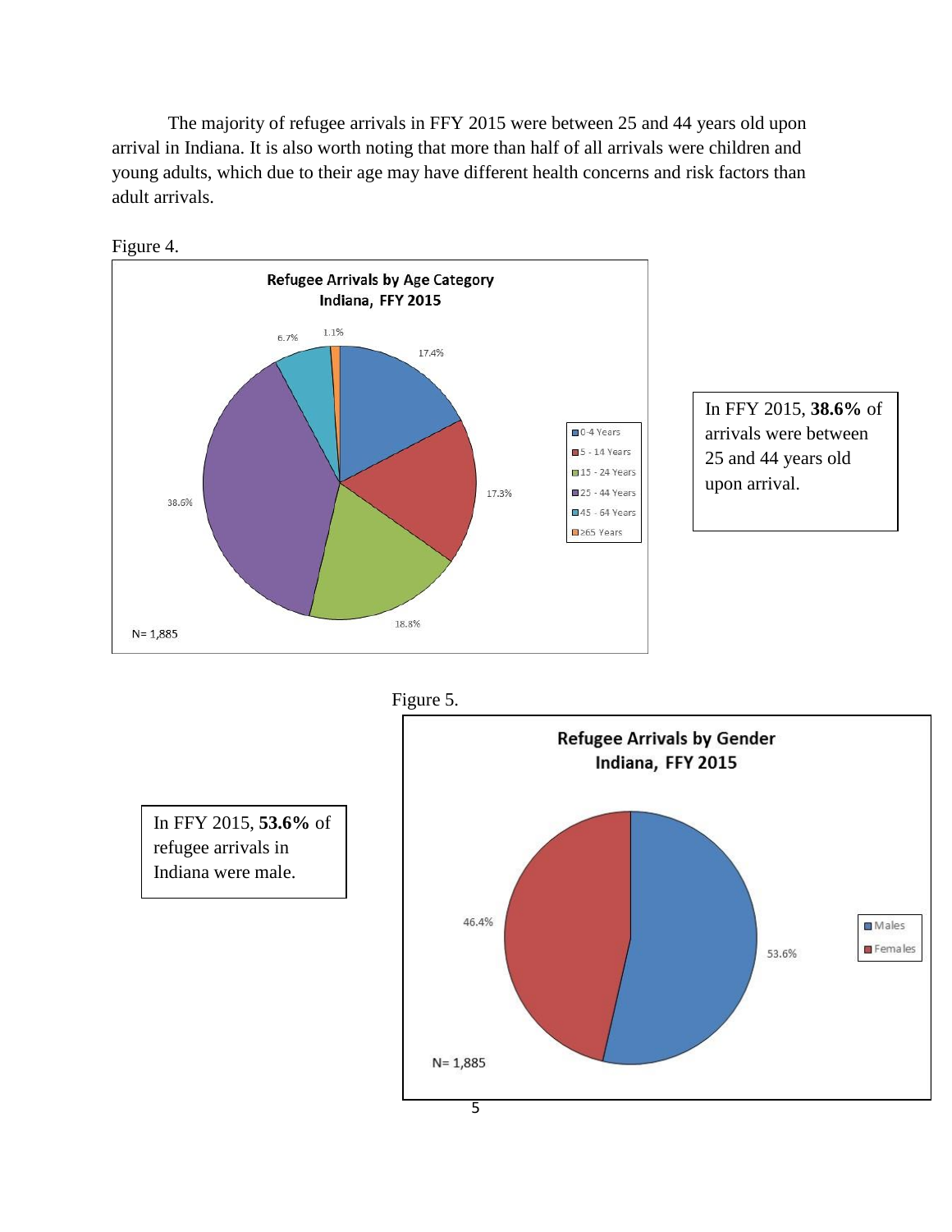The majority of refugee arrivals in FFY 2015 were between 25 and 44 years old upon arrival in Indiana. It is also worth noting that more than half of all arrivals were children and young adults, which due to their age may have different health concerns and risk factors than adult arrivals.

Figure 4.

**Refugee Arrivals by Age Category**
**Indiana, FFY 2015**

| Age Category | Percent |
| --- | --- |
| 0-4 Years | 17.4% |
| 5 - 14 Years | 17.3% |
| 15 - 24 Years | 18.8% |
| 25 - 44 Years | 38.6% |
| 45 - 64 Years | 6.7% |
| ≥65 Years | 1.1% |

N= 1,885

In FFY 2015, **38.6%** of arrivals were between 25 and 44 years old upon arrival.

Figure 5.

**Refugee Arrivals by Gender**
**Indiana, FFY 2015**

| Gender | Percent |
| --- | --- |
| Males | 53.6% |
| Females | 46.4% |

N= 1,885

In FFY 2015, **53.6%** of refugee arrivals in Indiana were male.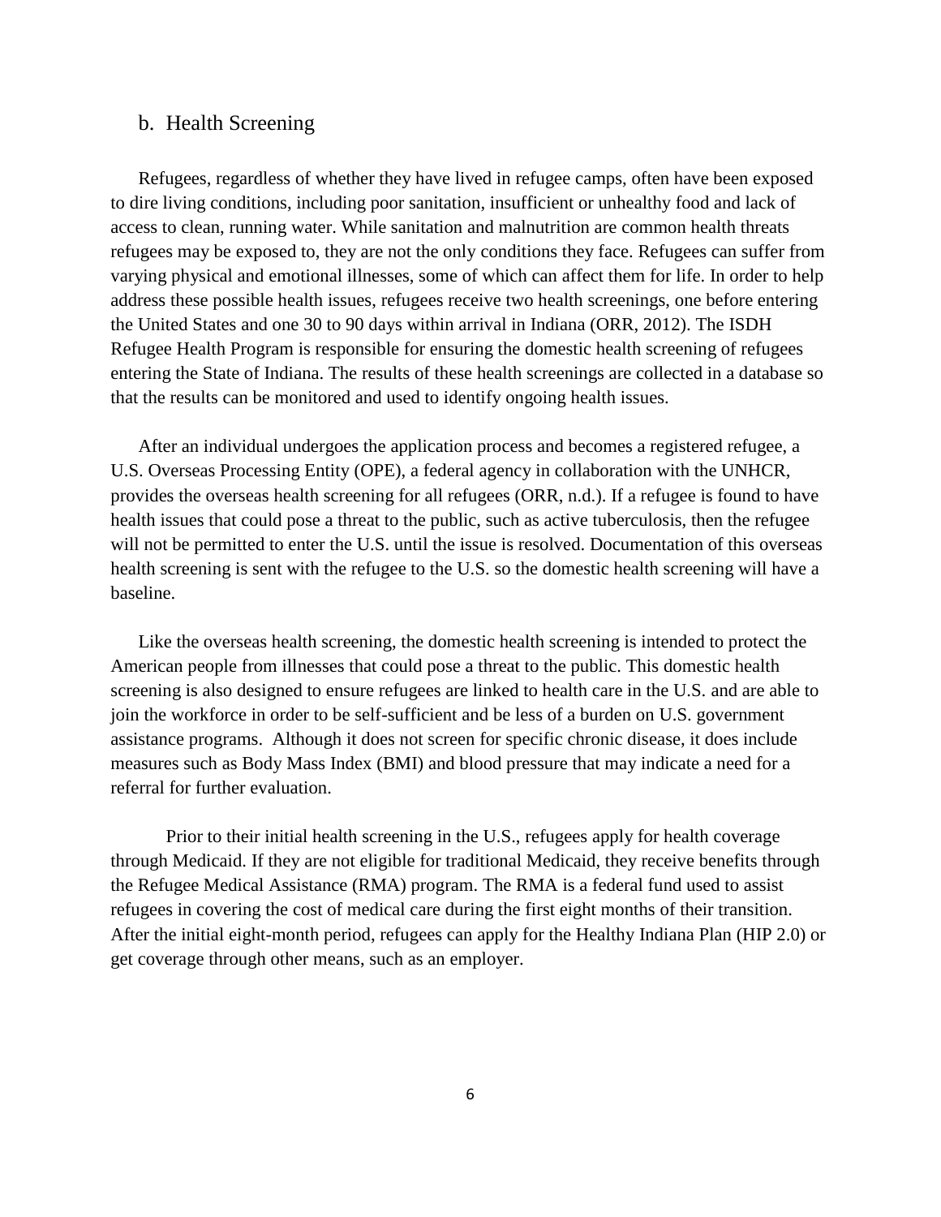## b. Health Screening

Refugees, regardless of whether they have lived in refugee camps, often have been exposed to dire living conditions, including poor sanitation, insufficient or unhealthy food and lack of access to clean, running water. While sanitation and malnutrition are common health threats refugees may be exposed to, they are not the only conditions they face. Refugees can suffer from varying physical and emotional illnesses, some of which can affect them for life. In order to help address these possible health issues, refugees receive two health screenings, one before entering the United States and one 30 to 90 days within arrival in Indiana (ORR, 2012). The ISDH Refugee Health Program is responsible for ensuring the domestic health screening of refugees entering the State of Indiana. The results of these health screenings are collected in a database so that the results can be monitored and used to identify ongoing health issues.

After an individual undergoes the application process and becomes a registered refugee, a U.S. Overseas Processing Entity (OPE), a federal agency in collaboration with the UNHCR, provides the overseas health screening for all refugees (ORR, n.d.). If a refugee is found to have health issues that could pose a threat to the public, such as active tuberculosis, then the refugee will not be permitted to enter the U.S. until the issue is resolved. Documentation of this overseas health screening is sent with the refugee to the U.S. so the domestic health screening will have a baseline.

Like the overseas health screening, the domestic health screening is intended to protect the American people from illnesses that could pose a threat to the public. This domestic health screening is also designed to ensure refugees are linked to health care in the U.S. and are able to join the workforce in order to be self-sufficient and be less of a burden on U.S. government assistance programs. Although it does not screen for specific chronic disease, it does include measures such as Body Mass Index (BMI) and blood pressure that may indicate a need for a referral for further evaluation.

Prior to their initial health screening in the U.S., refugees apply for health coverage through Medicaid. If they are not eligible for traditional Medicaid, they receive benefits through the Refugee Medical Assistance (RMA) program. The RMA is a federal fund used to assist refugees in covering the cost of medical care during the first eight months of their transition. After the initial eight-month period, refugees can apply for the Healthy Indiana Plan (HIP 2.0) or get coverage through other means, such as an employer.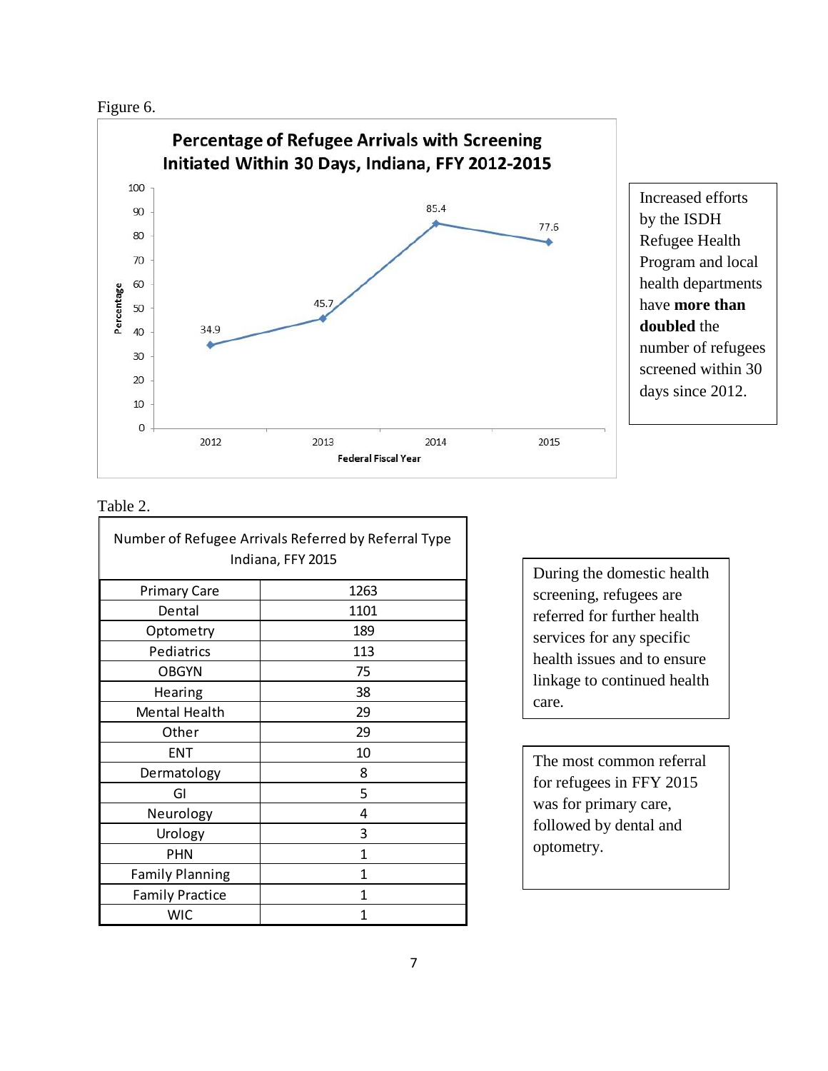Figure 6.

**Percentage of Refugee Arrivals with Screening Initiated Within 30 Days, Indiana, FFY 2012-2015**

| Federal Fiscal Year | Percentage |
|---|---|
| 2012 | 34.9 |
| 2013 | 45.7 |
| 2014 | 85.4 |
| 2015 | 77.6 |

Increased efforts by the ISDH Refugee Health Program and local health departments have **more than doubled** the number of refugees screened within 30 days since 2012.

Table 2.

| Number of Refugee Arrivals Referred by Referral Type Indiana, FFY 2015 | |
|---|---|
| Primary Care | 1263 |
| Dental | 1101 |
| Optometry | 189 |
| Pediatrics | 113 |
| OBGYN | 75 |
| Hearing | 38 |
| Mental Health | 29 |
| Other | 29 |
| ENT | 10 |
| Dermatology | 8 |
| GI | 5 |
| Neurology | 4 |
| Urology | 3 |
| PHN | 1 |
| Family Planning | 1 |
| Family Practice | 1 |
| WIC | 1 |

During the domestic health screening, refugees are referred for further health services for any specific health issues and to ensure linkage to continued health care.

The most common referral for refugees in FFY 2015 was for primary care, followed by dental and optometry.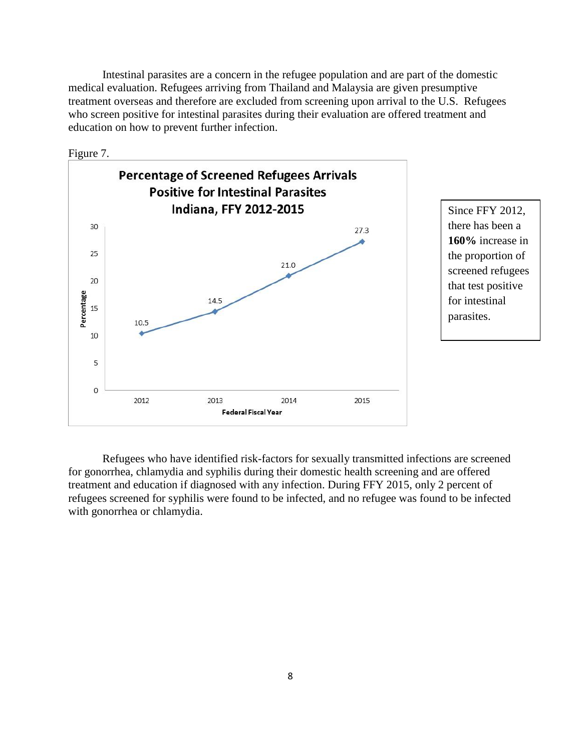Intestinal parasites are a concern in the refugee population and are part of the domestic medical evaluation. Refugees arriving from Thailand and Malaysia are given presumptive treatment overseas and therefore are excluded from screening upon arrival to the U.S. Refugees who screen positive for intestinal parasites during their evaluation are offered treatment and education on how to prevent further infection.

Figure 7.

**Percentage of Screened Refugees Arrivals Positive for Intestinal Parasites Indiana, FFY 2012-2015**

| Federal Fiscal Year | Percentage |
| --- | --- |
| 2012 | 10.5 |
| 2013 | 14.5 |
| 2014 | 21.0 |
| 2015 | 27.3 |

Since FFY 2012, there has been a **160%** increase in the proportion of screened refugees that test positive for intestinal parasites.

Refugees who have identified risk-factors for sexually transmitted infections are screened for gonorrhea, chlamydia and syphilis during their domestic health screening and are offered treatment and education if diagnosed with any infection. During FFY 2015, only 2 percent of refugees screened for syphilis were found to be infected, and no refugee was found to be infected with gonorrhea or chlamydia.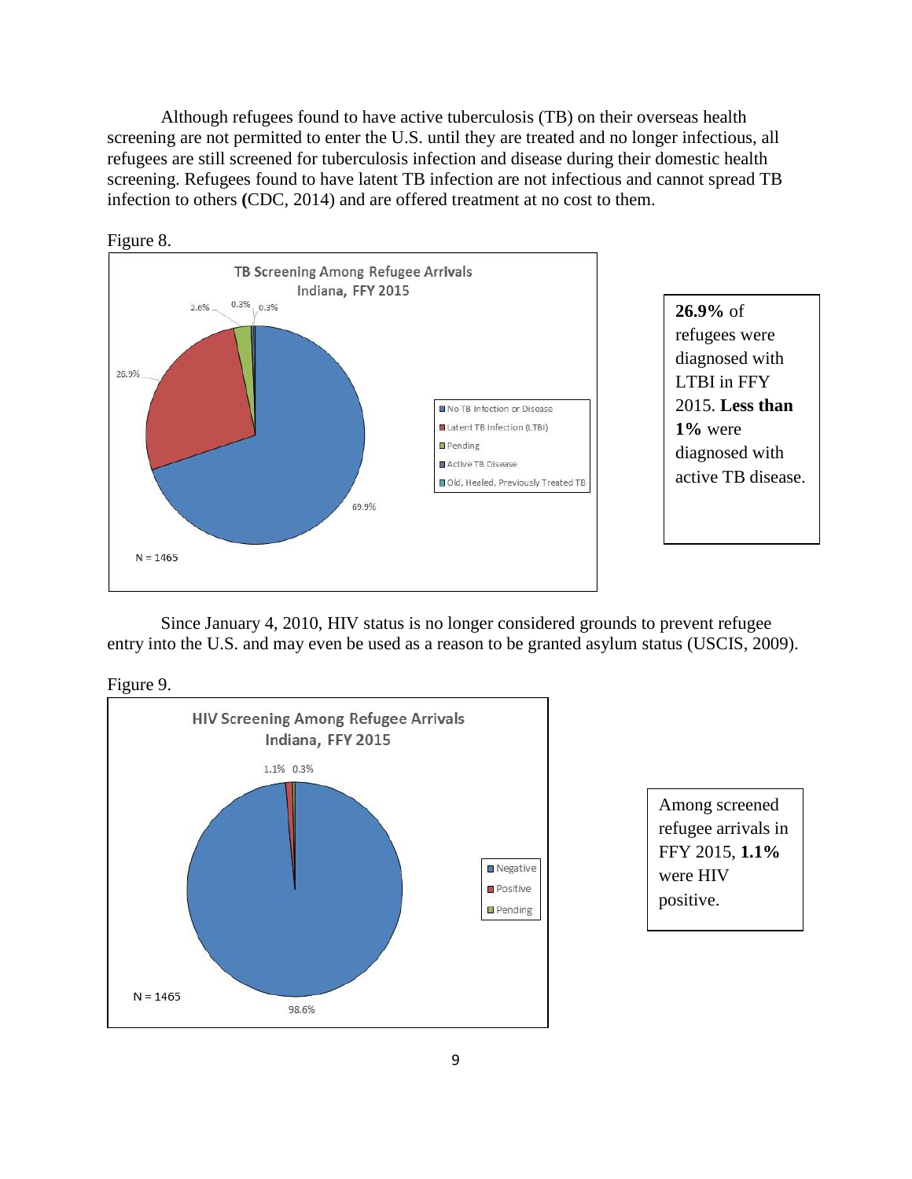Although refugees found to have active tuberculosis (TB) on their overseas health screening are not permitted to enter the U.S. until they are treated and no longer infectious, all refugees are still screened for tuberculosis infection and disease during their domestic health screening. Refugees found to have latent TB infection are not infectious and cannot spread TB infection to others (CDC, 2014) and are offered treatment at no cost to them.

Figure 8.

**TB Screening Among Refugee Arrivals Indiana, FFY 2015**

- No TB Infection or Disease: 69.9%
- Latent TB Infection (LTBI): 26.9%
- Pending: 2.6%
- Active TB Disease: 0.3%
- Old, Healed, Previously Treated TB: 0.3%

N = 1465

**26.9%** of refugees were diagnosed with LTBI in FFY 2015. **Less than 1%** were diagnosed with active TB disease.

Since January 4, 2010, HIV status is no longer considered grounds to prevent refugee entry into the U.S. and may even be used as a reason to be granted asylum status (USCIS, 2009).

Figure 9.

**HIV Screening Among Refugee Arrivals Indiana, FFY 2015**

- Negative: 98.6%
- Positive: 1.1%
- Pending: 0.3%

N = 1465

Among screened refugee arrivals in FFY 2015, **1.1%** were HIV positive.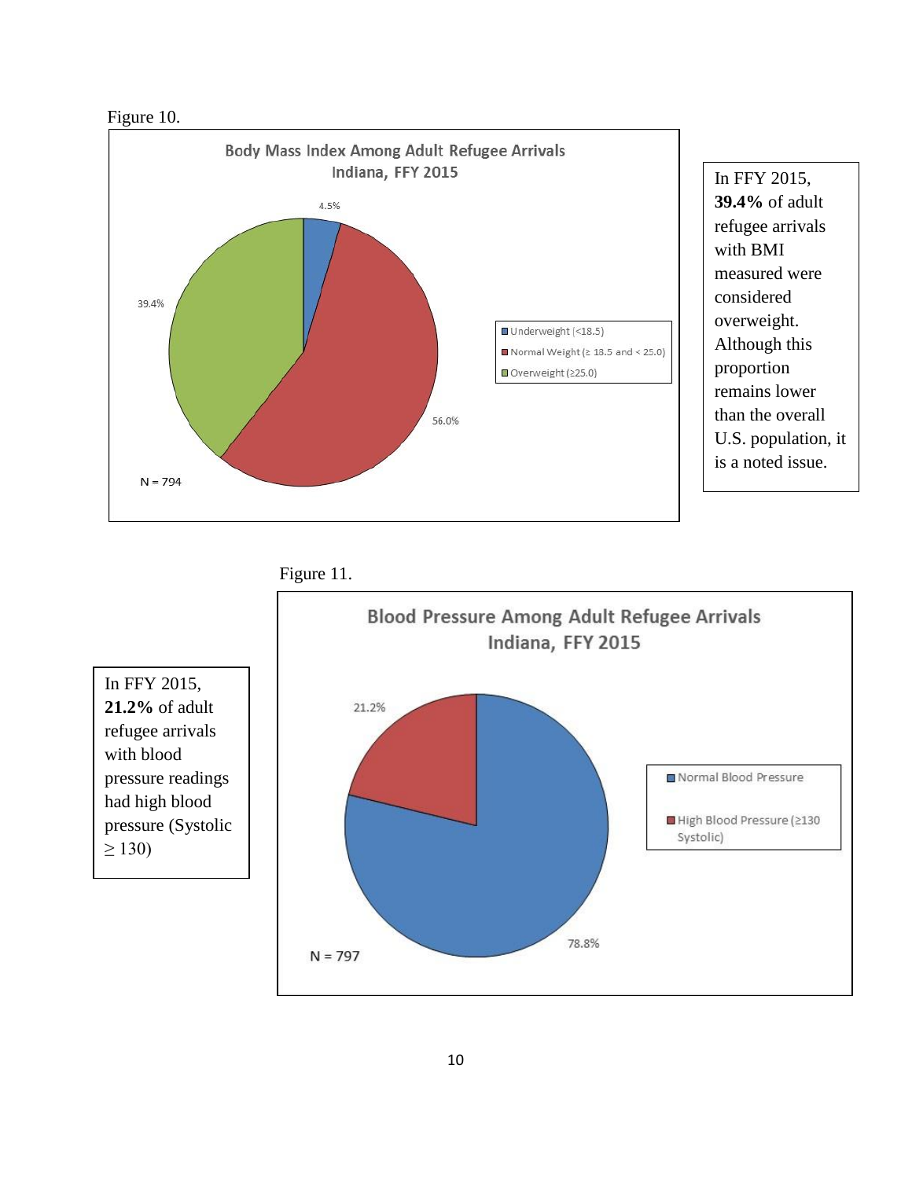Figure 10.

**Body Mass Index Among Adult Refugee Arrivals Indiana, FFY 2015**

- Underweight (<18.5): 4.5%
- Normal Weight (≥ 18.5 and < 25.0): 56.0%
- Overweight (≥25.0): 39.4%

N = 794

In FFY 2015, **39.4%** of adult refugee arrivals with BMI measured were considered overweight. Although this proportion remains lower than the overall U.S. population, it is a noted issue.

Figure 11.

**Blood Pressure Among Adult Refugee Arrivals Indiana, FFY 2015**

- Normal Blood Pressure: 78.8%
- High Blood Pressure (≥130 Systolic): 21.2%

N = 797

In FFY 2015, **21.2%** of adult refugee arrivals with blood pressure readings had high blood pressure (Systolic ≥ 130)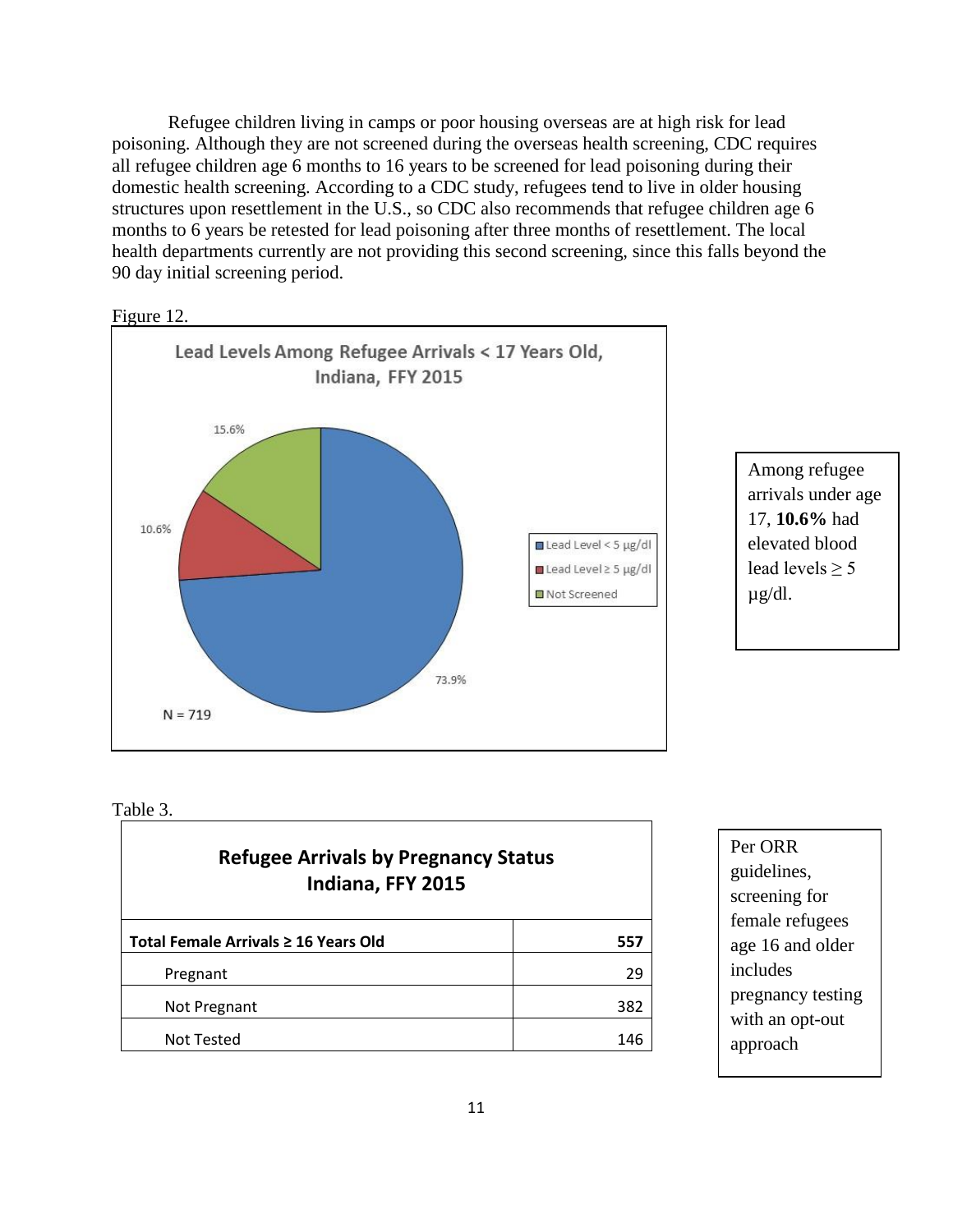Refugee children living in camps or poor housing overseas are at high risk for lead poisoning. Although they are not screened during the overseas health screening, CDC requires all refugee children age 6 months to 16 years to be screened for lead poisoning during their domestic health screening. According to a CDC study, refugees tend to live in older housing structures upon resettlement in the U.S., so CDC also recommends that refugee children age 6 months to 6 years be retested for lead poisoning after three months of resettlement. The local health departments currently are not providing this second screening, since this falls beyond the 90 day initial screening period.

Figure 12.

**Lead Levels Among Refugee Arrivals < 17 Years Old, Indiana, FFY 2015**

- Lead Level < 5 µg/dl: 73.9%
- Lead Level ≥ 5 µg/dl: 10.6%
- Not Screened: 15.6%

N = 719

Among refugee arrivals under age 17, **10.6%** had elevated blood lead levels ≥ 5 µg/dl.

Table 3.

| Refugee Arrivals by Pregnancy Status Indiana, FFY 2015 | |
|---|---|
| **Total Female Arrivals ≥ 16 Years Old** | **557** |
| Pregnant | 29 |
| Not Pregnant | 382 |
| Not Tested | 146 |

Per ORR guidelines, screening for female refugees age 16 and older includes pregnancy testing with an opt-out approach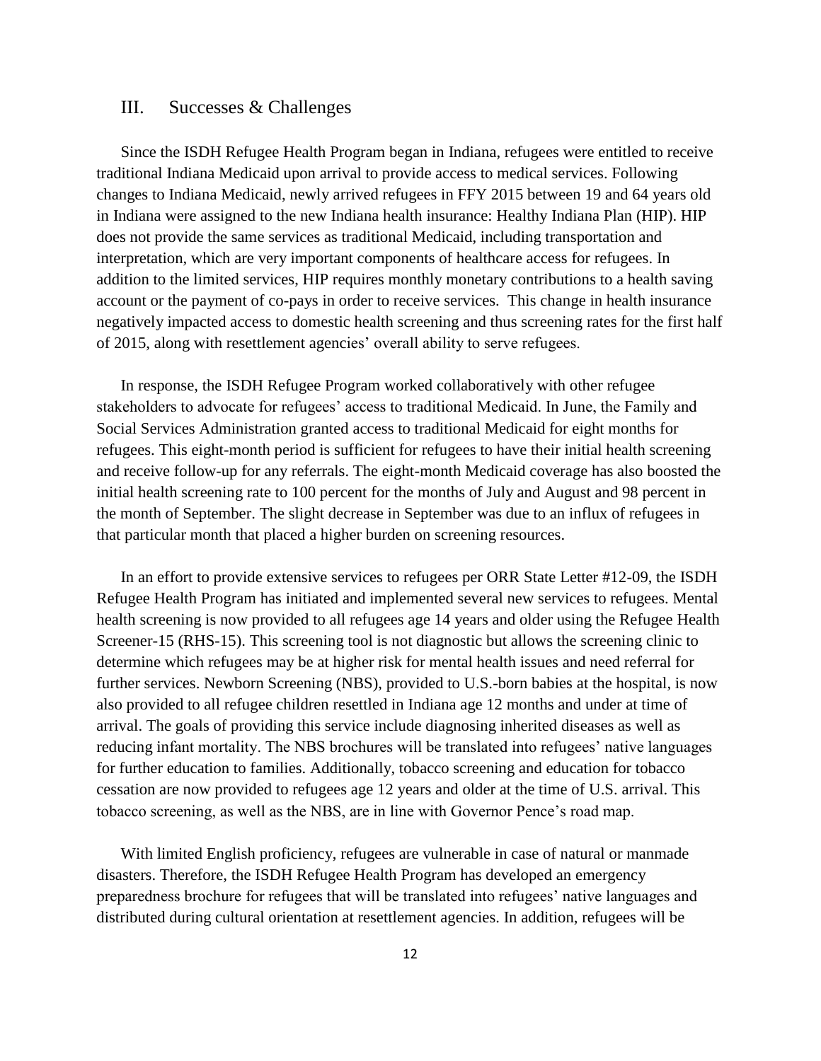## III. Successes & Challenges

Since the ISDH Refugee Health Program began in Indiana, refugees were entitled to receive traditional Indiana Medicaid upon arrival to provide access to medical services. Following changes to Indiana Medicaid, newly arrived refugees in FFY 2015 between 19 and 64 years old in Indiana were assigned to the new Indiana health insurance: Healthy Indiana Plan (HIP). HIP does not provide the same services as traditional Medicaid, including transportation and interpretation, which are very important components of healthcare access for refugees. In addition to the limited services, HIP requires monthly monetary contributions to a health saving account or the payment of co-pays in order to receive services. This change in health insurance negatively impacted access to domestic health screening and thus screening rates for the first half of 2015, along with resettlement agencies' overall ability to serve refugees.

In response, the ISDH Refugee Program worked collaboratively with other refugee stakeholders to advocate for refugees' access to traditional Medicaid. In June, the Family and Social Services Administration granted access to traditional Medicaid for eight months for refugees. This eight-month period is sufficient for refugees to have their initial health screening and receive follow-up for any referrals. The eight-month Medicaid coverage has also boosted the initial health screening rate to 100 percent for the months of July and August and 98 percent in the month of September. The slight decrease in September was due to an influx of refugees in that particular month that placed a higher burden on screening resources.

In an effort to provide extensive services to refugees per ORR State Letter #12-09, the ISDH Refugee Health Program has initiated and implemented several new services to refugees. Mental health screening is now provided to all refugees age 14 years and older using the Refugee Health Screener-15 (RHS-15). This screening tool is not diagnostic but allows the screening clinic to determine which refugees may be at higher risk for mental health issues and need referral for further services. Newborn Screening (NBS), provided to U.S.-born babies at the hospital, is now also provided to all refugee children resettled in Indiana age 12 months and under at time of arrival. The goals of providing this service include diagnosing inherited diseases as well as reducing infant mortality. The NBS brochures will be translated into refugees' native languages for further education to families. Additionally, tobacco screening and education for tobacco cessation are now provided to refugees age 12 years and older at the time of U.S. arrival. This tobacco screening, as well as the NBS, are in line with Governor Pence's road map.

With limited English proficiency, refugees are vulnerable in case of natural or manmade disasters. Therefore, the ISDH Refugee Health Program has developed an emergency preparedness brochure for refugees that will be translated into refugees' native languages and distributed during cultural orientation at resettlement agencies. In addition, refugees will be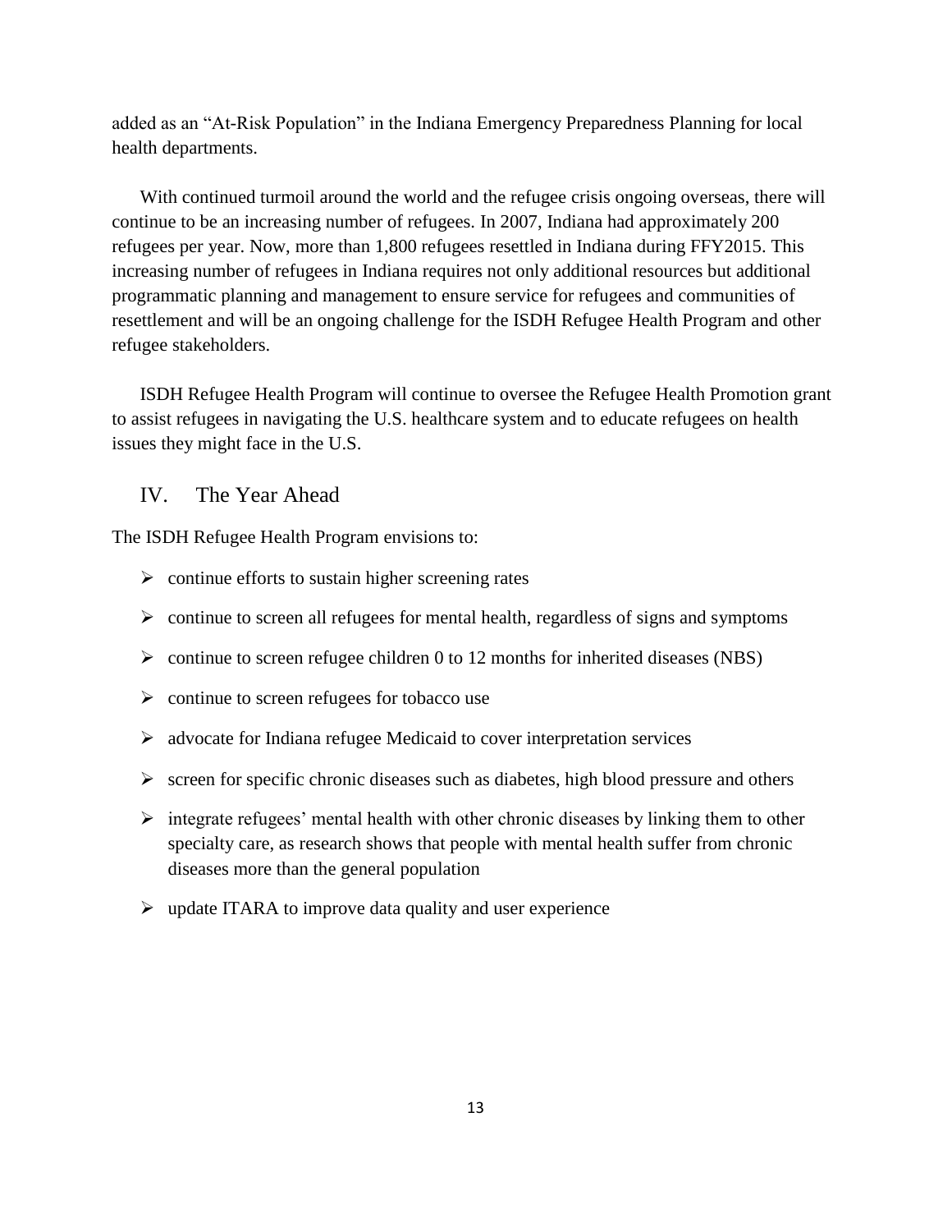added as an "At-Risk Population" in the Indiana Emergency Preparedness Planning for local health departments.

With continued turmoil around the world and the refugee crisis ongoing overseas, there will continue to be an increasing number of refugees. In 2007, Indiana had approximately 200 refugees per year. Now, more than 1,800 refugees resettled in Indiana during FFY2015. This increasing number of refugees in Indiana requires not only additional resources but additional programmatic planning and management to ensure service for refugees and communities of resettlement and will be an ongoing challenge for the ISDH Refugee Health Program and other refugee stakeholders.

ISDH Refugee Health Program will continue to oversee the Refugee Health Promotion grant to assist refugees in navigating the U.S. healthcare system and to educate refugees on health issues they might face in the U.S.

## IV. The Year Ahead

The ISDH Refugee Health Program envisions to:

- continue efforts to sustain higher screening rates
- continue to screen all refugees for mental health, regardless of signs and symptoms
- continue to screen refugee children 0 to 12 months for inherited diseases (NBS)
- continue to screen refugees for tobacco use
- advocate for Indiana refugee Medicaid to cover interpretation services
- screen for specific chronic diseases such as diabetes, high blood pressure and others
- integrate refugees' mental health with other chronic diseases by linking them to other specialty care, as research shows that people with mental health suffer from chronic diseases more than the general population
- update ITARA to improve data quality and user experience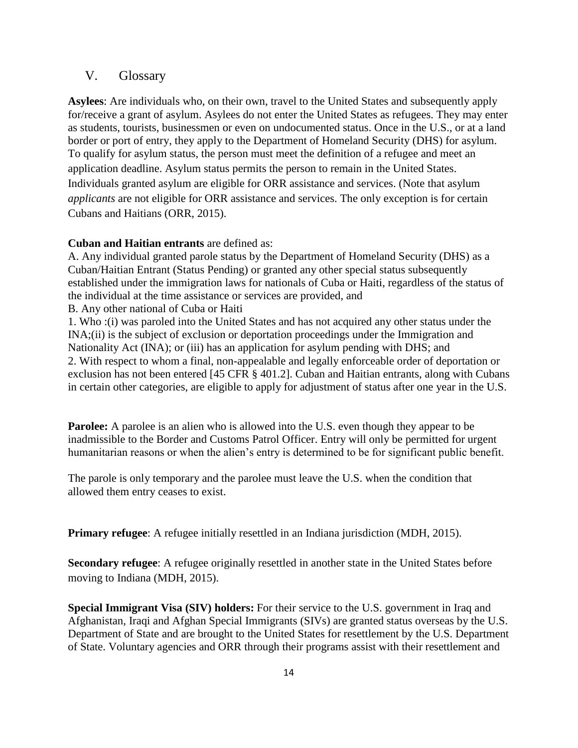## V. Glossary

**Asylees**: Are individuals who, on their own, travel to the United States and subsequently apply for/receive a grant of asylum. Asylees do not enter the United States as refugees. They may enter as students, tourists, businessmen or even on undocumented status. Once in the U.S., or at a land border or port of entry, they apply to the Department of Homeland Security (DHS) for asylum. To qualify for asylum status, the person must meet the definition of a refugee and meet an application deadline. Asylum status permits the person to remain in the United States. Individuals granted asylum are eligible for ORR assistance and services. (Note that asylum *applicants* are not eligible for ORR assistance and services. The only exception is for certain Cubans and Haitians (ORR, 2015).

**Cuban and Haitian entrants** are defined as:

A. Any individual granted parole status by the Department of Homeland Security (DHS) as a Cuban/Haitian Entrant (Status Pending) or granted any other special status subsequently established under the immigration laws for nationals of Cuba or Haiti, regardless of the status of the individual at the time assistance or services are provided, and

B. Any other national of Cuba or Haiti

1. Who :(i) was paroled into the United States and has not acquired any other status under the INA;(ii) is the subject of exclusion or deportation proceedings under the Immigration and Nationality Act (INA); or (iii) has an application for asylum pending with DHS; and
2. With respect to whom a final, non-appealable and legally enforceable order of deportation or exclusion has not been entered [45 CFR § 401.2]. Cuban and Haitian entrants, along with Cubans in certain other categories, are eligible to apply for adjustment of status after one year in the U.S.

**Parolee:** A parolee is an alien who is allowed into the U.S. even though they appear to be inadmissible to the Border and Customs Patrol Officer. Entry will only be permitted for urgent humanitarian reasons or when the alien's entry is determined to be for significant public benefit.

The parole is only temporary and the parolee must leave the U.S. when the condition that allowed them entry ceases to exist.

**Primary refugee**: A refugee initially resettled in an Indiana jurisdiction (MDH, 2015).

**Secondary refugee**: A refugee originally resettled in another state in the United States before moving to Indiana (MDH, 2015).

**Special Immigrant Visa (SIV) holders:** For their service to the U.S. government in Iraq and Afghanistan, Iraqi and Afghan Special Immigrants (SIVs) are granted status overseas by the U.S. Department of State and are brought to the United States for resettlement by the U.S. Department of State. Voluntary agencies and ORR through their programs assist with their resettlement and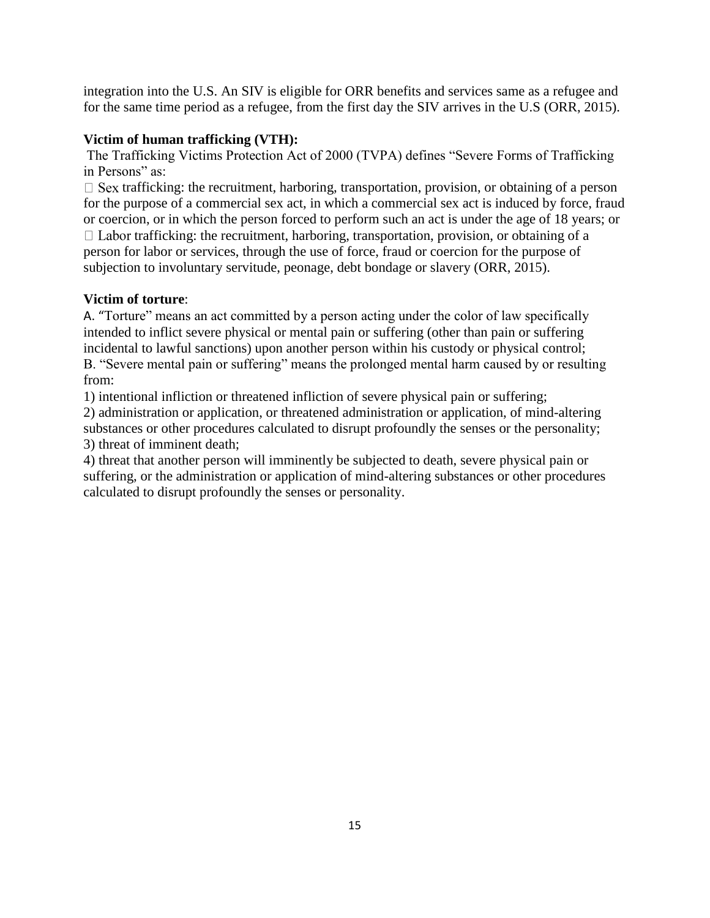integration into the U.S. An SIV is eligible for ORR benefits and services same as a refugee and for the same time period as a refugee, from the first day the SIV arrives in the U.S (ORR, 2015).

**Victim of human trafficking (VTH):**

The Trafficking Victims Protection Act of 2000 (TVPA) defines "Severe Forms of Trafficking in Persons" as:

- Sex trafficking: the recruitment, harboring, transportation, provision, or obtaining of a person for the purpose of a commercial sex act, in which a commercial sex act is induced by force, fraud or coercion, or in which the person forced to perform such an act is under the age of 18 years; or
- Labor trafficking: the recruitment, harboring, transportation, provision, or obtaining of a person for labor or services, through the use of force, fraud or coercion for the purpose of subjection to involuntary servitude, peonage, debt bondage or slavery (ORR, 2015).

**Victim of torture**:

A. "Torture" means an act committed by a person acting under the color of law specifically intended to inflict severe physical or mental pain or suffering (other than pain or suffering incidental to lawful sanctions) upon another person within his custody or physical control;

B. "Severe mental pain or suffering" means the prolonged mental harm caused by or resulting from:

1) intentional infliction or threatened infliction of severe physical pain or suffering;
2) administration or application, or threatened administration or application, of mind-altering substances or other procedures calculated to disrupt profoundly the senses or the personality;
3) threat of imminent death;
4) threat that another person will imminently be subjected to death, severe physical pain or suffering, or the administration or application of mind-altering substances or other procedures calculated to disrupt profoundly the senses or personality.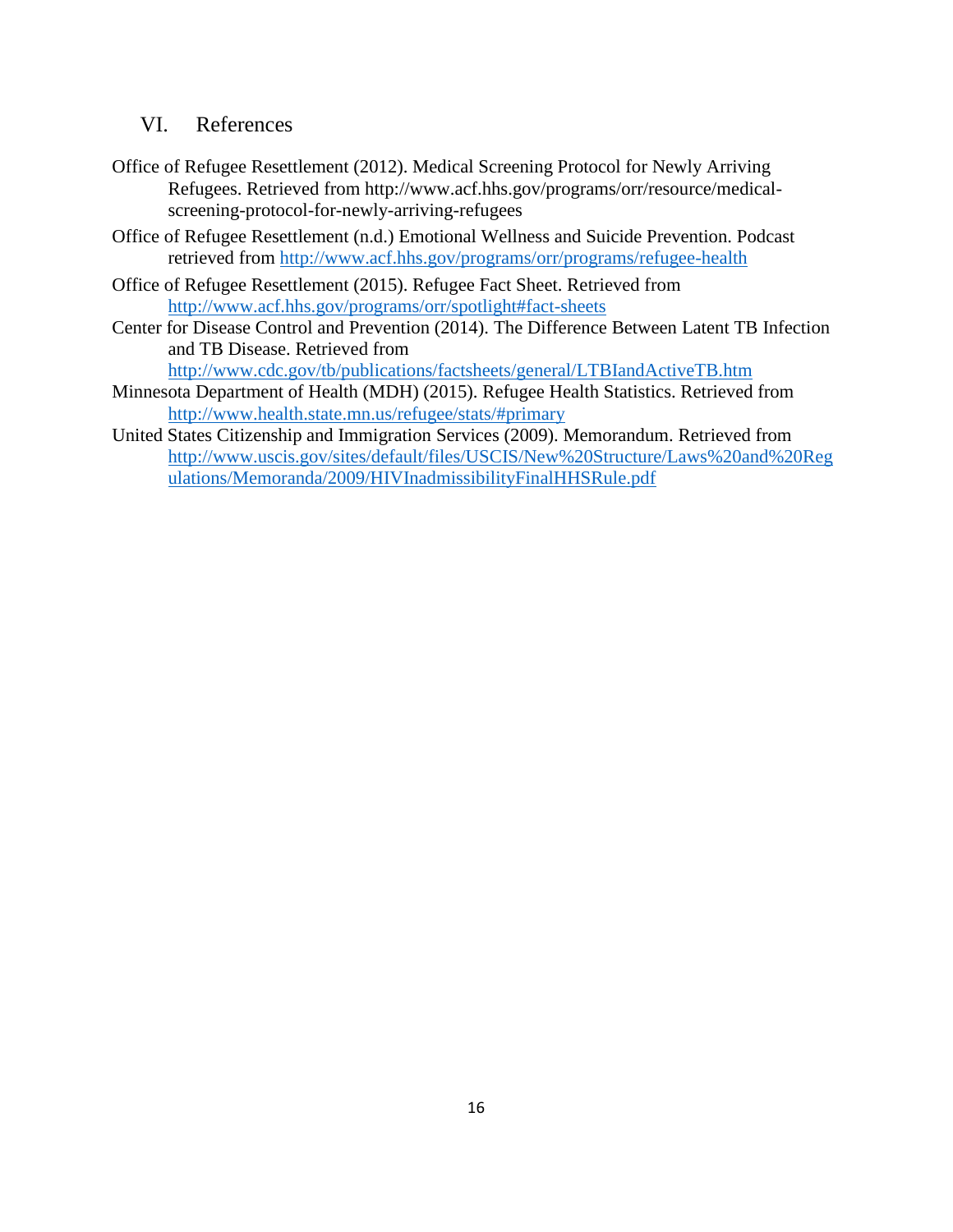## VI. References

Office of Refugee Resettlement (2012). Medical Screening Protocol for Newly Arriving Refugees. Retrieved from http://www.acf.hhs.gov/programs/orr/resource/medical-screening-protocol-for-newly-arriving-refugees

Office of Refugee Resettlement (n.d.) Emotional Wellness and Suicide Prevention. Podcast retrieved from http://www.acf.hhs.gov/programs/orr/programs/refugee-health

Office of Refugee Resettlement (2015). Refugee Fact Sheet. Retrieved from http://www.acf.hhs.gov/programs/orr/spotlight#fact-sheets

Center for Disease Control and Prevention (2014). The Difference Between Latent TB Infection and TB Disease. Retrieved from http://www.cdc.gov/tb/publications/factsheets/general/LTBIandActiveTB.htm

Minnesota Department of Health (MDH) (2015). Refugee Health Statistics. Retrieved from http://www.health.state.mn.us/refugee/stats/#primary

United States Citizenship and Immigration Services (2009). Memorandum. Retrieved from http://www.uscis.gov/sites/default/files/USCIS/New%20Structure/Laws%20and%20Regulations/Memoranda/2009/HIVInadmissibilityFinalHHSRule.pdf